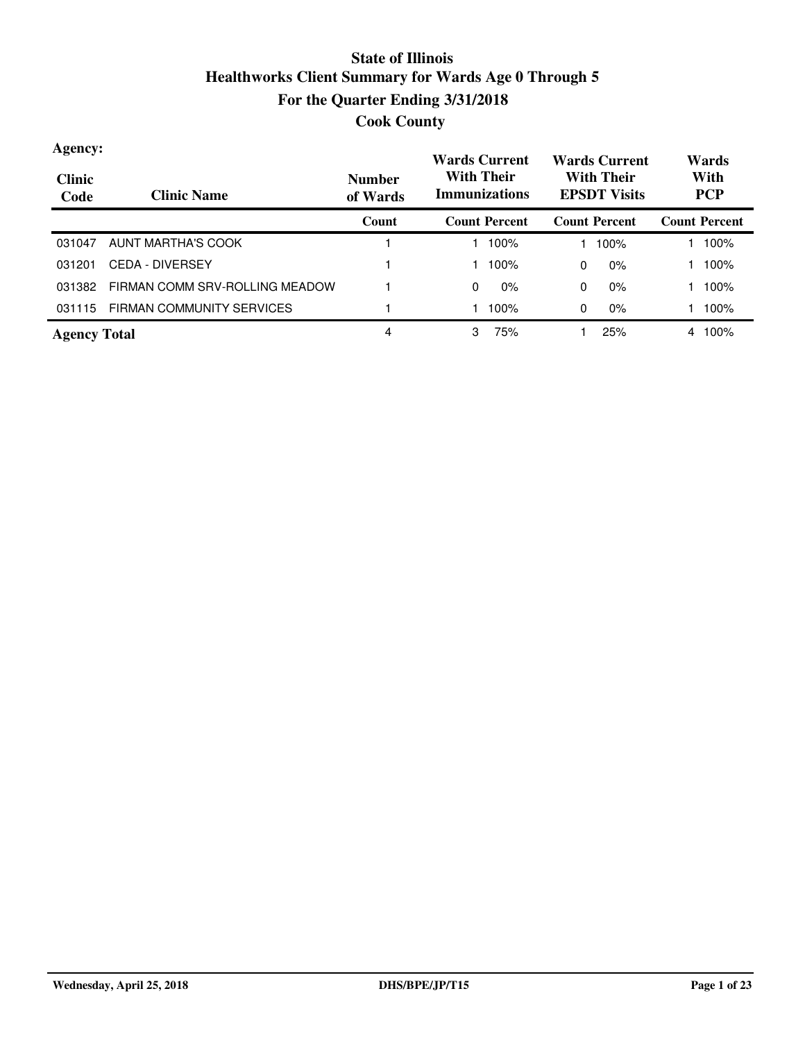# State of Illinois
## Healthworks Client Summary for Wards Age 0 Through 5
## For the Quarter Ending 3/31/2018
## Cook County

**Agency:**

| Clinic Code | Clinic Name | Number of Wards | Wards Current With Their Immunizations | | Wards Current With Their EPSDT Visits | | Wards With PCP | |
|---|---|---|---|---|---|---|---|---|
| | | Count | Count | Percent | Count | Percent | Count | Percent |
| 031047 | AUNT MARTHA'S COOK | 1 | 1 | 100% | 1 | 100% | 1 | 100% |
| 031201 | CEDA - DIVERSEY | 1 | 1 | 100% | 0 | 0% | 1 | 100% |
| 031382 | FIRMAN COMM SRV-ROLLING MEADOW | 1 | 0 | 0% | 0 | 0% | 1 | 100% |
| 031115 | FIRMAN COMMUNITY SERVICES | 1 | 1 | 100% | 0 | 0% | 1 | 100% |
| **Agency Total** | | 4 | 3 | 75% | 1 | 25% | 4 | 100% |

Wednesday, April 25, 2018 DHS/BPE/JP/T15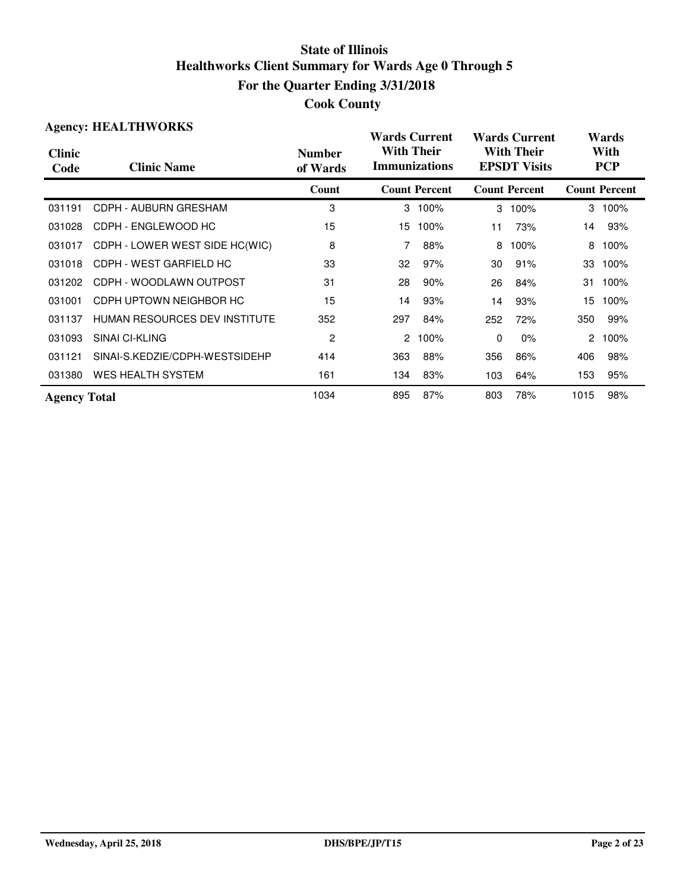# State of Illinois
## Healthworks Client Summary for Wards Age 0 Through 5
## For the Quarter Ending 3/31/2018
## Cook County

**Agency: HEALTHWORKS**

| Clinic Code | Clinic Name | Number of Wards | Wards Current With Their Immunizations | | Wards Current With Their EPSDT Visits | | Wards With PCP | |
|---|---|---|---|---|---|---|---|---|
| | | Count | Count | Percent | Count | Percent | Count | Percent |
| 031191 | CDPH - AUBURN GRESHAM | 3 | 3 | 100% | 3 | 100% | 3 | 100% |
| 031028 | CDPH - ENGLEWOOD HC | 15 | 15 | 100% | 11 | 73% | 14 | 93% |
| 031017 | CDPH - LOWER WEST SIDE HC(WIC) | 8 | 7 | 88% | 8 | 100% | 8 | 100% |
| 031018 | CDPH - WEST GARFIELD HC | 33 | 32 | 97% | 30 | 91% | 33 | 100% |
| 031202 | CDPH - WOODLAWN OUTPOST | 31 | 28 | 90% | 26 | 84% | 31 | 100% |
| 031001 | CDPH UPTOWN NEIGHBOR HC | 15 | 14 | 93% | 14 | 93% | 15 | 100% |
| 031137 | HUMAN RESOURCES DEV INSTITUTE | 352 | 297 | 84% | 252 | 72% | 350 | 99% |
| 031093 | SINAI CI-KLING | 2 | 2 | 100% | 0 | 0% | 2 | 100% |
| 031121 | SINAI-S.KEDZIE/CDPH-WESTSIDEHP | 414 | 363 | 88% | 356 | 86% | 406 | 98% |
| 031380 | WES HEALTH SYSTEM | 161 | 134 | 83% | 103 | 64% | 153 | 95% |
| **Agency Total** | | 1034 | 895 | 87% | 803 | 78% | 1015 | 98% |

Wednesday, April 25, 2018 DHS/BPE/JP/T15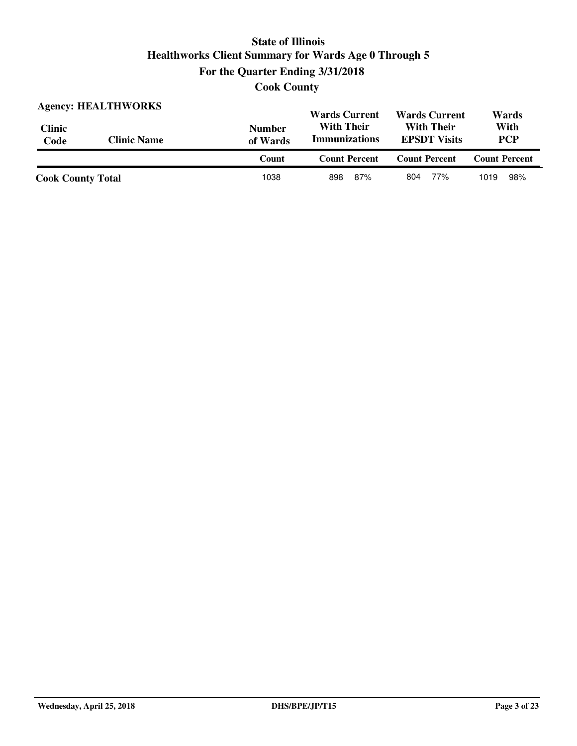# State of Illinois
## Healthworks Client Summary for Wards Age 0 Through 5
## For the Quarter Ending 3/31/2018
## Cook County

**Agency: HEALTHWORKS**

| Clinic Code | Clinic Name | Number of Wards | Wards Current With Their Immunizations | | Wards Current With Their EPSDT Visits | | Wards With PCP | |
|---|---|---|---|---|---|---|---|---|
| | | Count | Count | Percent | Count | Percent | Count | Percent |
| **Cook County Total** | | 1038 | 898 | 87% | 804 | 77% | 1019 | 98% |

Wednesday, April 25, 2018 — DHS/BPE/JP/T15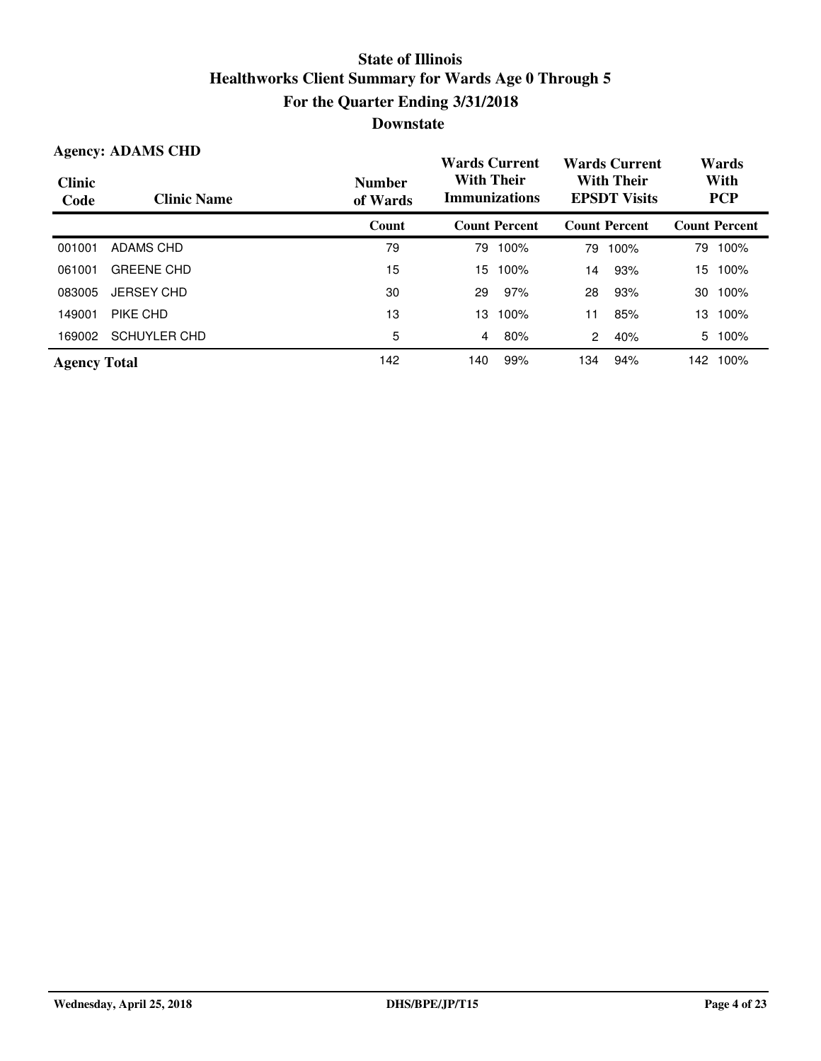# State of Illinois
## Healthworks Client Summary for Wards Age 0 Through 5
## For the Quarter Ending 3/31/2018
## Downstate

**Agency: ADAMS CHD**

| Clinic Code | Clinic Name | Number of Wards | Wards Current With Their Immunizations | | Wards Current With Their EPSDT Visits | | Wards With PCP | |
|---|---|---|---|---|---|---|---|---|
| | | Count | Count | Percent | Count | Percent | Count | Percent |
| 001001 | ADAMS CHD | 79 | 79 | 100% | 79 | 100% | 79 | 100% |
| 061001 | GREENE CHD | 15 | 15 | 100% | 14 | 93% | 15 | 100% |
| 083005 | JERSEY CHD | 30 | 29 | 97% | 28 | 93% | 30 | 100% |
| 149001 | PIKE CHD | 13 | 13 | 100% | 11 | 85% | 13 | 100% |
| 169002 | SCHUYLER CHD | 5 | 4 | 80% | 2 | 40% | 5 | 100% |
| **Agency Total** | | 142 | 140 | 99% | 134 | 94% | 142 | 100% |

Wednesday, April 25, 2018 DHS/BPE/JP/T15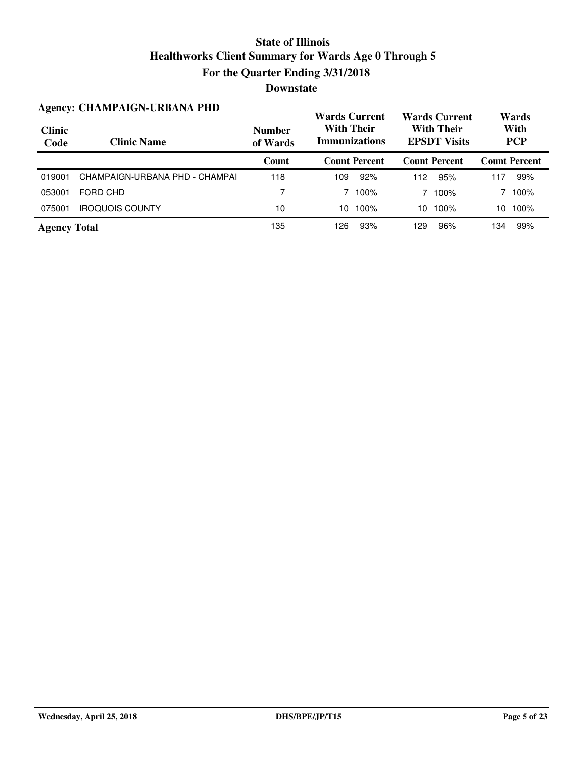# State of Illinois
## Healthworks Client Summary for Wards Age 0 Through 5
## For the Quarter Ending 3/31/2018
## Downstate

**Agency: CHAMPAIGN-URBANA PHD**

| Clinic Code | Clinic Name | Number of Wards | Wards Current With Their Immunizations | | Wards Current With Their EPSDT Visits | | Wards With PCP | |
|---|---|---|---|---|---|---|---|---|
| | | Count | Count | Percent | Count | Percent | Count | Percent |
| 019001 | CHAMPAIGN-URBANA PHD - CHAMPAI | 118 | 109 | 92% | 112 | 95% | 117 | 99% |
| 053001 | FORD CHD | 7 | 7 | 100% | 7 | 100% | 7 | 100% |
| 075001 | IROQUOIS COUNTY | 10 | 10 | 100% | 10 | 100% | 10 | 100% |
| **Agency Total** | | 135 | 126 | 93% | 129 | 96% | 134 | 99% |

Wednesday, April 25, 2018 DHS/BPE/JP/T15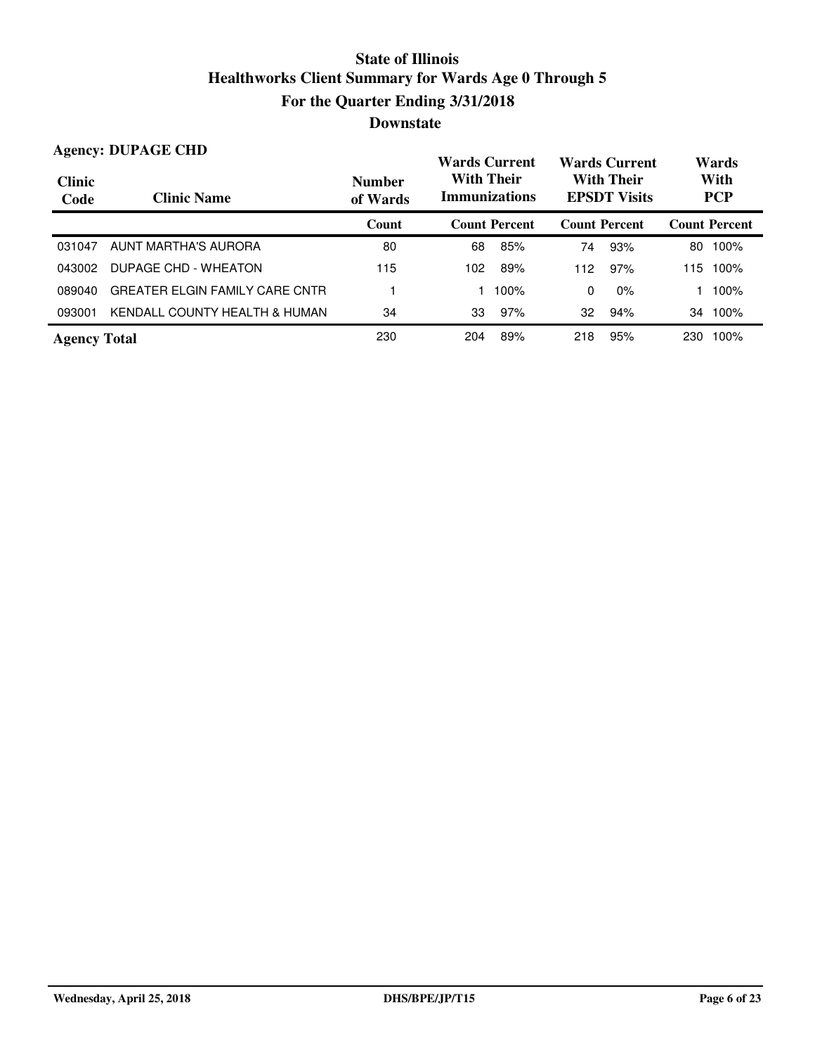# State of Illinois
## Healthworks Client Summary for Wards Age 0 Through 5
## For the Quarter Ending 3/31/2018
## Downstate

**Agency: DUPAGE CHD**

| Clinic Code | Clinic Name | Number of Wards | Wards Current With Their Immunizations | | Wards Current With Their EPSDT Visits | | Wards With PCP | |
|---|---|---|---|---|---|---|---|---|
| | | Count | Count | Percent | Count | Percent | Count | Percent |
| 031047 | AUNT MARTHA'S AURORA | 80 | 68 | 85% | 74 | 93% | 80 | 100% |
| 043002 | DUPAGE CHD - WHEATON | 115 | 102 | 89% | 112 | 97% | 115 | 100% |
| 089040 | GREATER ELGIN FAMILY CARE CNTR | 1 | 1 | 100% | 0 | 0% | 1 | 100% |
| 093001 | KENDALL COUNTY HEALTH & HUMAN | 34 | 33 | 97% | 32 | 94% | 34 | 100% |
| **Agency Total** | | 230 | 204 | 89% | 218 | 95% | 230 | 100% |

Wednesday, April 25, 2018 DHS/BPE/JP/T15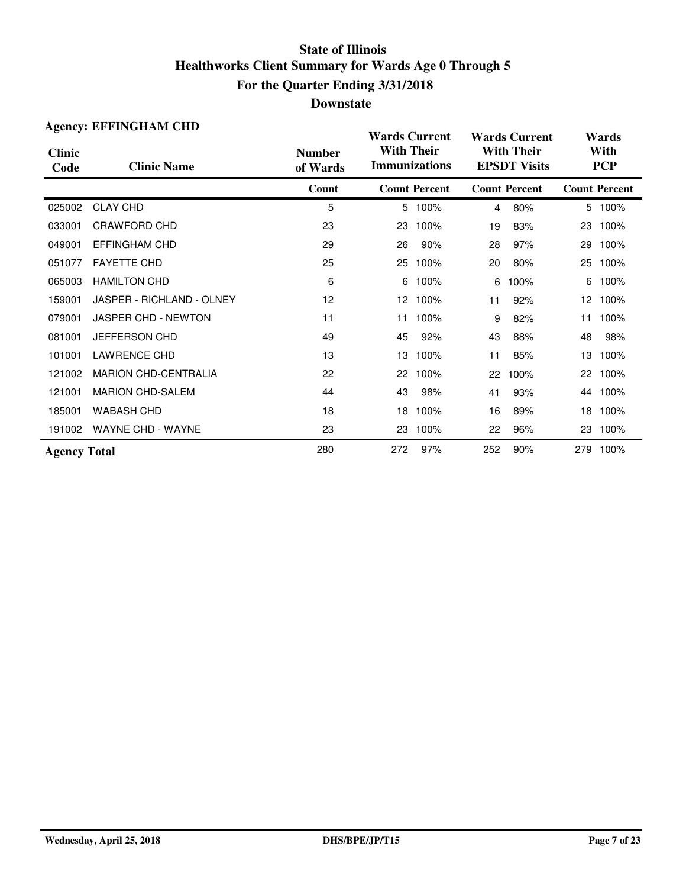# State of Illinois
## Healthworks Client Summary for Wards Age 0 Through 5
## For the Quarter Ending 3/31/2018
## Downstate

**Agency: EFFINGHAM CHD**

| Clinic Code | Clinic Name | Number of Wards | Wards Current With Their Immunizations | | Wards Current With Their EPSDT Visits | | Wards With PCP | |
|---|---|---|---|---|---|---|---|---|
| | | Count | Count | Percent | Count | Percent | Count | Percent |
| 025002 | CLAY CHD | 5 | 5 | 100% | 4 | 80% | 5 | 100% |
| 033001 | CRAWFORD CHD | 23 | 23 | 100% | 19 | 83% | 23 | 100% |
| 049001 | EFFINGHAM CHD | 29 | 26 | 90% | 28 | 97% | 29 | 100% |
| 051077 | FAYETTE CHD | 25 | 25 | 100% | 20 | 80% | 25 | 100% |
| 065003 | HAMILTON CHD | 6 | 6 | 100% | 6 | 100% | 6 | 100% |
| 159001 | JASPER - RICHLAND - OLNEY | 12 | 12 | 100% | 11 | 92% | 12 | 100% |
| 079001 | JASPER CHD - NEWTON | 11 | 11 | 100% | 9 | 82% | 11 | 100% |
| 081001 | JEFFERSON CHD | 49 | 45 | 92% | 43 | 88% | 48 | 98% |
| 101001 | LAWRENCE CHD | 13 | 13 | 100% | 11 | 85% | 13 | 100% |
| 121002 | MARION CHD-CENTRALIA | 22 | 22 | 100% | 22 | 100% | 22 | 100% |
| 121001 | MARION CHD-SALEM | 44 | 43 | 98% | 41 | 93% | 44 | 100% |
| 185001 | WABASH CHD | 18 | 18 | 100% | 16 | 89% | 18 | 100% |
| 191002 | WAYNE CHD - WAYNE | 23 | 23 | 100% | 22 | 96% | 23 | 100% |
| **Agency Total** | | 280 | 272 | 97% | 252 | 90% | 279 | 100% |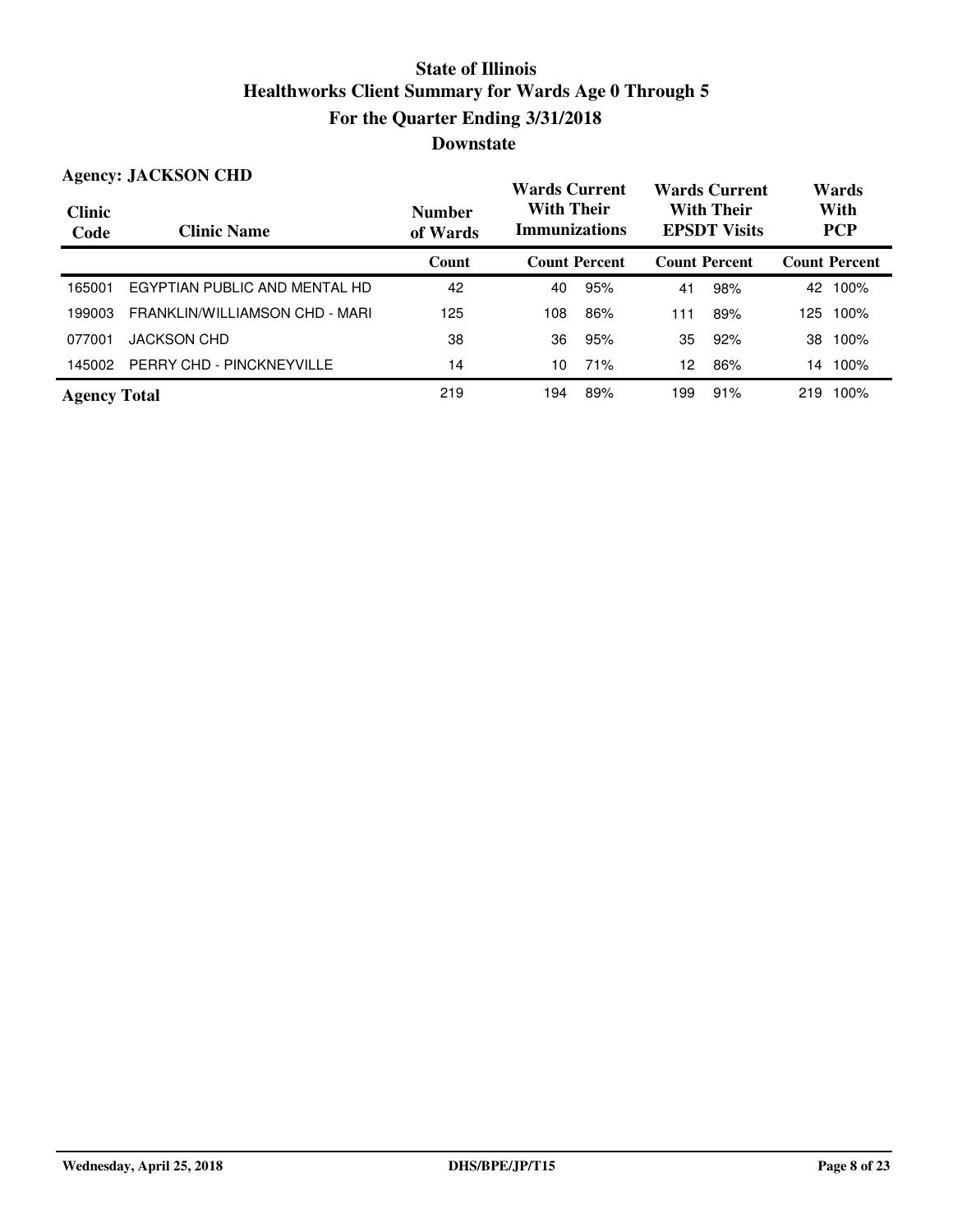# State of Illinois
# Healthworks Client Summary for Wards Age 0 Through 5
# For the Quarter Ending 3/31/2018
# Downstate

**Agency: JACKSON CHD**

| Clinic Code | Clinic Name | Number of Wards | Wards Current With Their Immunizations | | Wards Current With Their EPSDT Visits | | Wards With PCP | |
|---|---|---|---|---|---|---|---|---|
| | | Count | Count | Percent | Count | Percent | Count | Percent |
| 165001 | EGYPTIAN PUBLIC AND MENTAL HD | 42 | 40 | 95% | 41 | 98% | 42 | 100% |
| 199003 | FRANKLIN/WILLIAMSON CHD - MARI | 125 | 108 | 86% | 111 | 89% | 125 | 100% |
| 077001 | JACKSON CHD | 38 | 36 | 95% | 35 | 92% | 38 | 100% |
| 145002 | PERRY CHD - PINCKNEYVILLE | 14 | 10 | 71% | 12 | 86% | 14 | 100% |
| **Agency Total** | | 219 | 194 | 89% | 199 | 91% | 219 | 100% |

Wednesday, April 25, 2018 DHS/BPE/JP/T15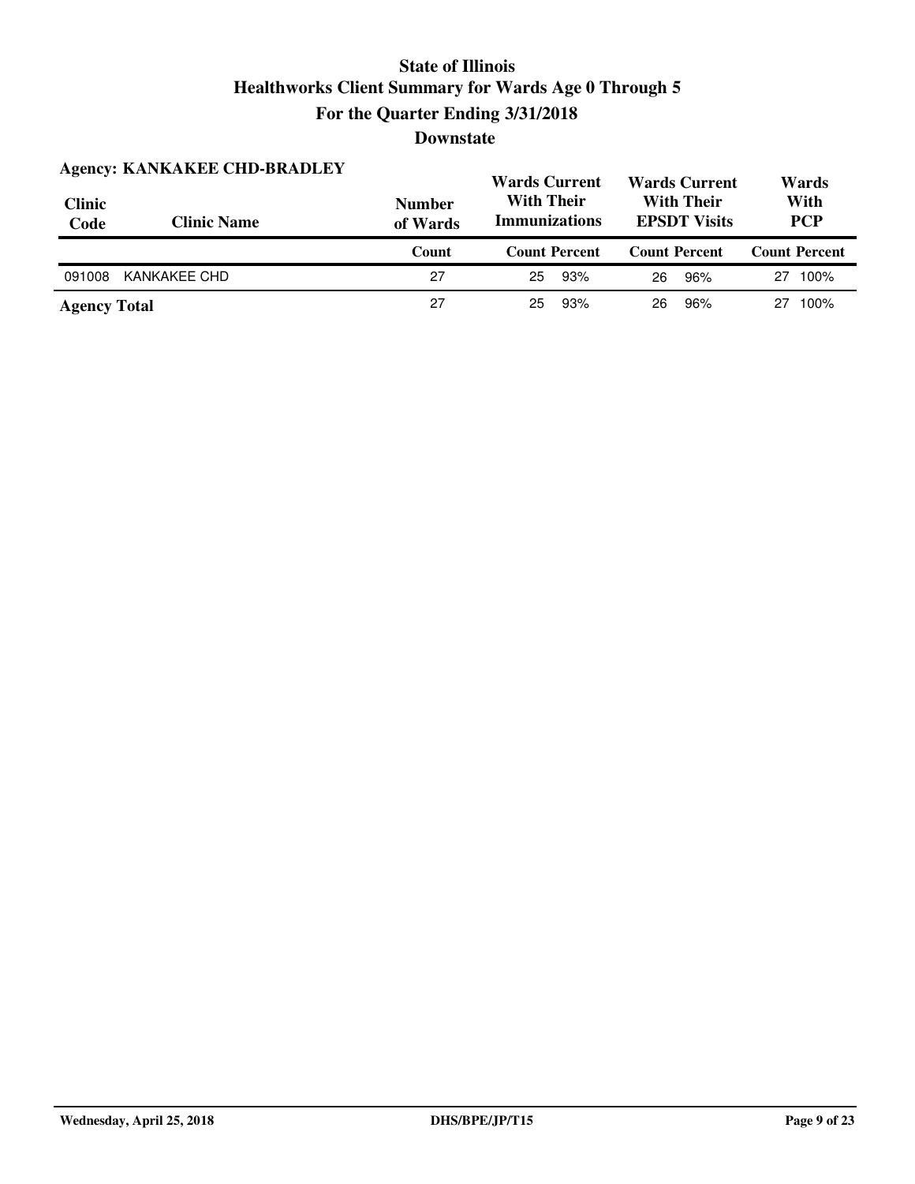# State of Illinois
## Healthworks Client Summary for Wards Age 0 Through 5
## For the Quarter Ending 3/31/2018
## Downstate

**Agency: KANKAKEE CHD-BRADLEY**

| Clinic Code | Clinic Name | Number of Wards | Wards Current With Their Immunizations | | Wards Current With Their EPSDT Visits | | Wards With PCP | |
|---|---|---|---|---|---|---|---|---|
| | | Count | Count | Percent | Count | Percent | Count | Percent |
| 091008 | KANKAKEE CHD | 27 | 25 | 93% | 26 | 96% | 27 | 100% |
| **Agency Total** | | 27 | 25 | 93% | 26 | 96% | 27 | 100% |

Wednesday, April 25, 2018 DHS/BPE/JP/T15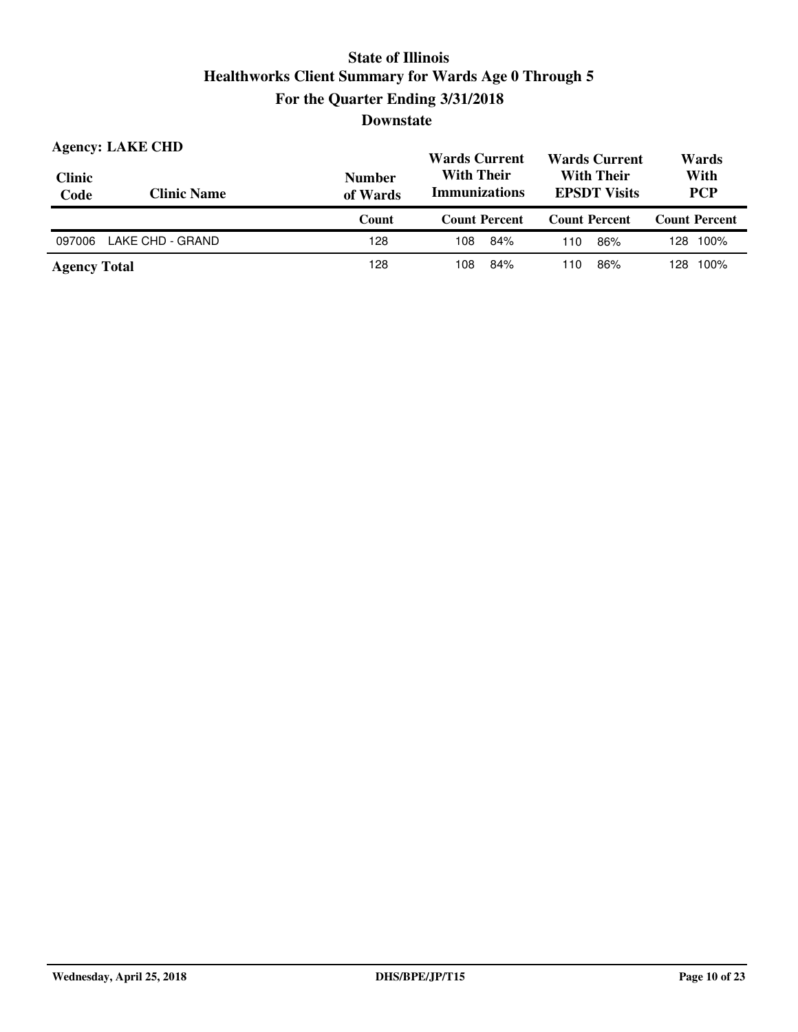# State of Illinois
## Healthworks Client Summary for Wards Age 0 Through 5
## For the Quarter Ending 3/31/2018
## Downstate

**Agency: LAKE CHD**

| Clinic Code | Clinic Name | Number of Wards | Wards Current With Their Immunizations | | Wards Current With Their EPSDT Visits | | Wards With PCP | |
|---|---|---|---|---|---|---|---|---|
| | | Count | Count | Percent | Count | Percent | Count | Percent |
| 097006 | LAKE CHD - GRAND | 128 | 108 | 84% | 110 | 86% | 128 | 100% |
| **Agency Total** | | 128 | 108 | 84% | 110 | 86% | 128 | 100% |

Wednesday, April 25, 2018 DHS/BPE/JP/T15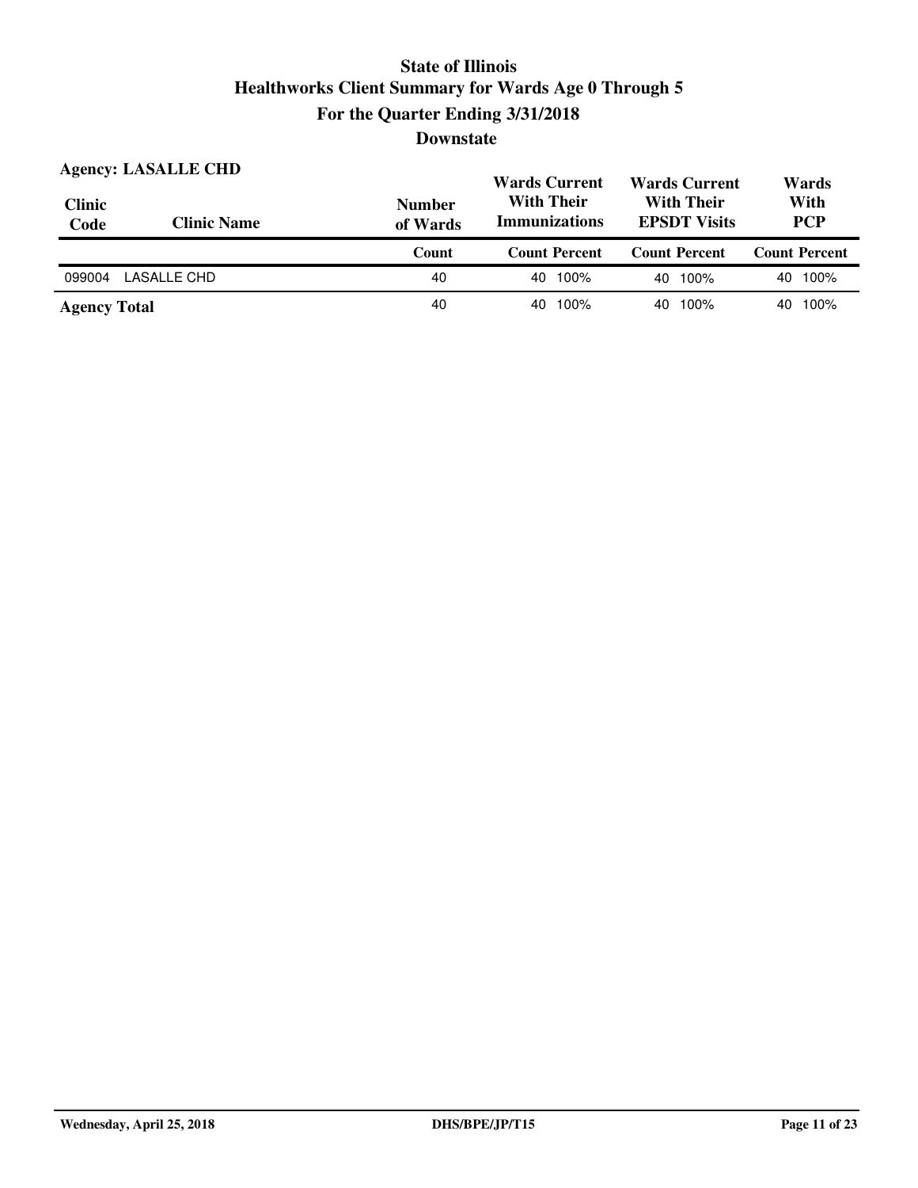# State of Illinois
## Healthworks Client Summary for Wards Age 0 Through 5
## For the Quarter Ending 3/31/2018
## Downstate

**Agency: LASALLE CHD**

| Clinic Code | Clinic Name | Number of Wards | Wards Current With Their Immunizations | | Wards Current With Their EPSDT Visits | | Wards With PCP | |
|---|---|---|---|---|---|---|---|---|
| | | Count | Count | Percent | Count | Percent | Count | Percent |
| 099004 | LASALLE CHD | 40 | 40 | 100% | 40 | 100% | 40 | 100% |
| **Agency Total** | | 40 | 40 | 100% | 40 | 100% | 40 | 100% |

Wednesday, April 25, 2018 DHS/BPE/JP/T15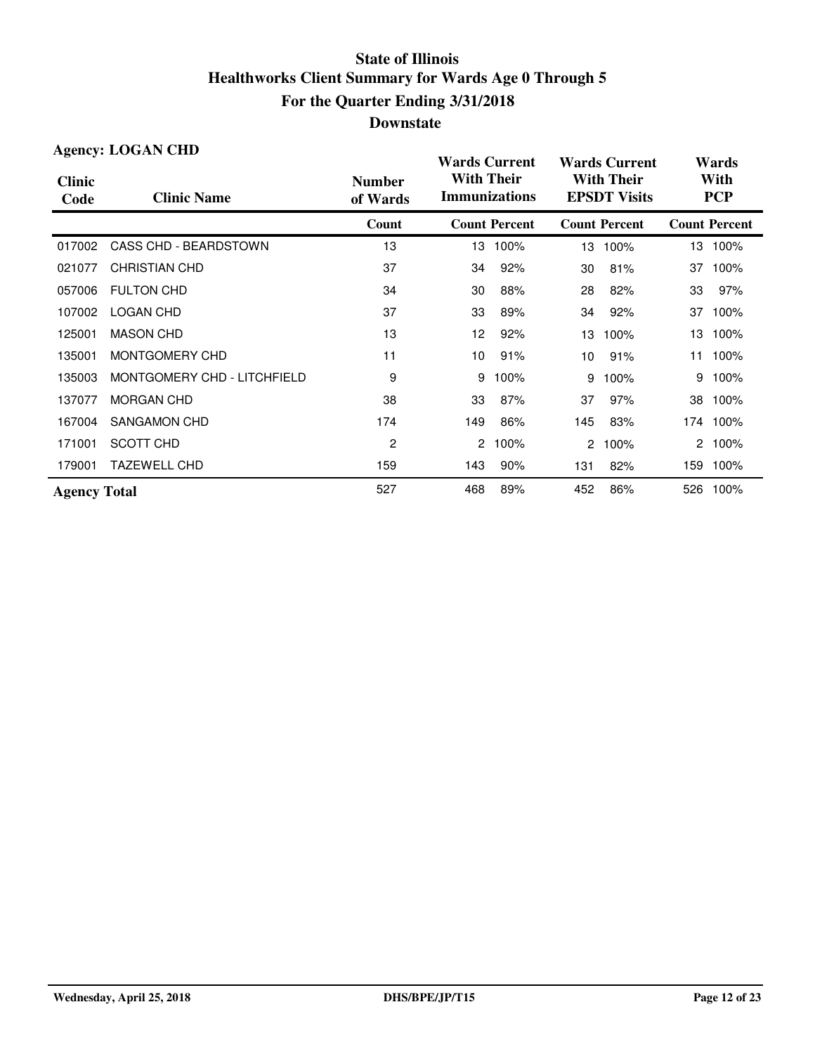# State of Illinois
## Healthworks Client Summary for Wards Age 0 Through 5
## For the Quarter Ending 3/31/2018
## Downstate

**Agency: LOGAN CHD**

| Clinic Code | Clinic Name | Number of Wards | Wards Current With Their Immunizations | | Wards Current With Their EPSDT Visits | | Wards With PCP | |
|---|---|---|---|---|---|---|---|---|
| | | Count | Count | Percent | Count | Percent | Count | Percent |
| 017002 | CASS CHD - BEARDSTOWN | 13 | 13 | 100% | 13 | 100% | 13 | 100% |
| 021077 | CHRISTIAN CHD | 37 | 34 | 92% | 30 | 81% | 37 | 100% |
| 057006 | FULTON CHD | 34 | 30 | 88% | 28 | 82% | 33 | 97% |
| 107002 | LOGAN CHD | 37 | 33 | 89% | 34 | 92% | 37 | 100% |
| 125001 | MASON CHD | 13 | 12 | 92% | 13 | 100% | 13 | 100% |
| 135001 | MONTGOMERY CHD | 11 | 10 | 91% | 10 | 91% | 11 | 100% |
| 135003 | MONTGOMERY CHD - LITCHFIELD | 9 | 9 | 100% | 9 | 100% | 9 | 100% |
| 137077 | MORGAN CHD | 38 | 33 | 87% | 37 | 97% | 38 | 100% |
| 167004 | SANGAMON CHD | 174 | 149 | 86% | 145 | 83% | 174 | 100% |
| 171001 | SCOTT CHD | 2 | 2 | 100% | 2 | 100% | 2 | 100% |
| 179001 | TAZEWELL CHD | 159 | 143 | 90% | 131 | 82% | 159 | 100% |
| **Agency Total** | | 527 | 468 | 89% | 452 | 86% | 526 | 100% |

Wednesday, April 25, 2018 DHS/BPE/JP/T15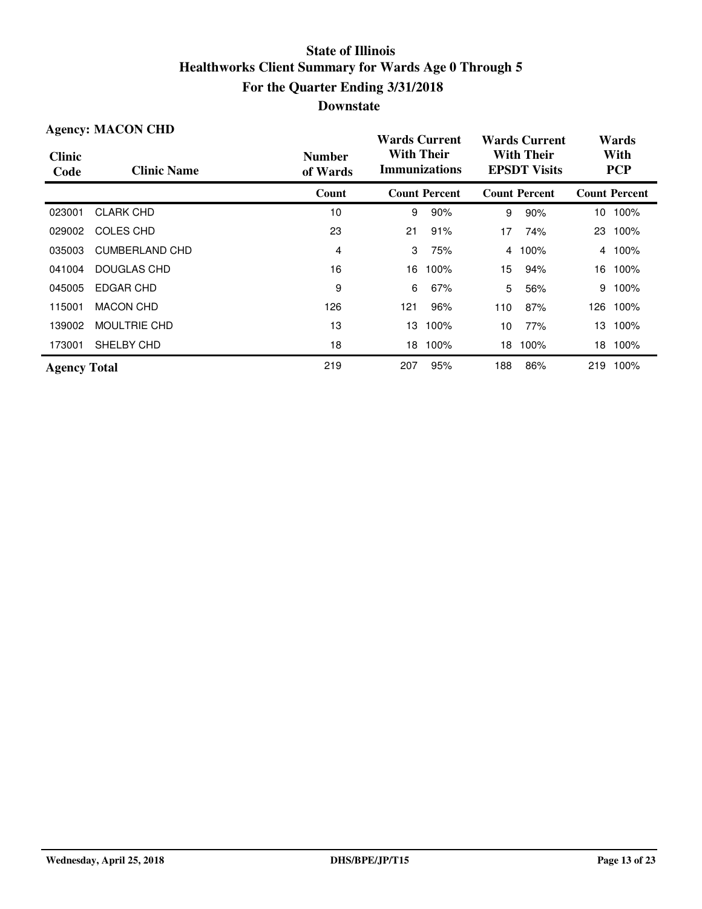# State of Illinois
## Healthworks Client Summary for Wards Age 0 Through 5
## For the Quarter Ending 3/31/2018
## Downstate

**Agency: MACON CHD**

| Clinic Code | Clinic Name | Number of Wards | Wards Current With Their Immunizations | | Wards Current With Their EPSDT Visits | | Wards With PCP | |
|---|---|---|---|---|---|---|---|---|
| | | Count | Count | Percent | Count | Percent | Count | Percent |
| 023001 | CLARK CHD | 10 | 9 | 90% | 9 | 90% | 10 | 100% |
| 029002 | COLES CHD | 23 | 21 | 91% | 17 | 74% | 23 | 100% |
| 035003 | CUMBERLAND CHD | 4 | 3 | 75% | 4 | 100% | 4 | 100% |
| 041004 | DOUGLAS CHD | 16 | 16 | 100% | 15 | 94% | 16 | 100% |
| 045005 | EDGAR CHD | 9 | 6 | 67% | 5 | 56% | 9 | 100% |
| 115001 | MACON CHD | 126 | 121 | 96% | 110 | 87% | 126 | 100% |
| 139002 | MOULTRIE CHD | 13 | 13 | 100% | 10 | 77% | 13 | 100% |
| 173001 | SHELBY CHD | 18 | 18 | 100% | 18 | 100% | 18 | 100% |
| **Agency Total** | | 219 | 207 | 95% | 188 | 86% | 219 | 100% |

Wednesday, April 25, 2018 DHS/BPE/JP/T15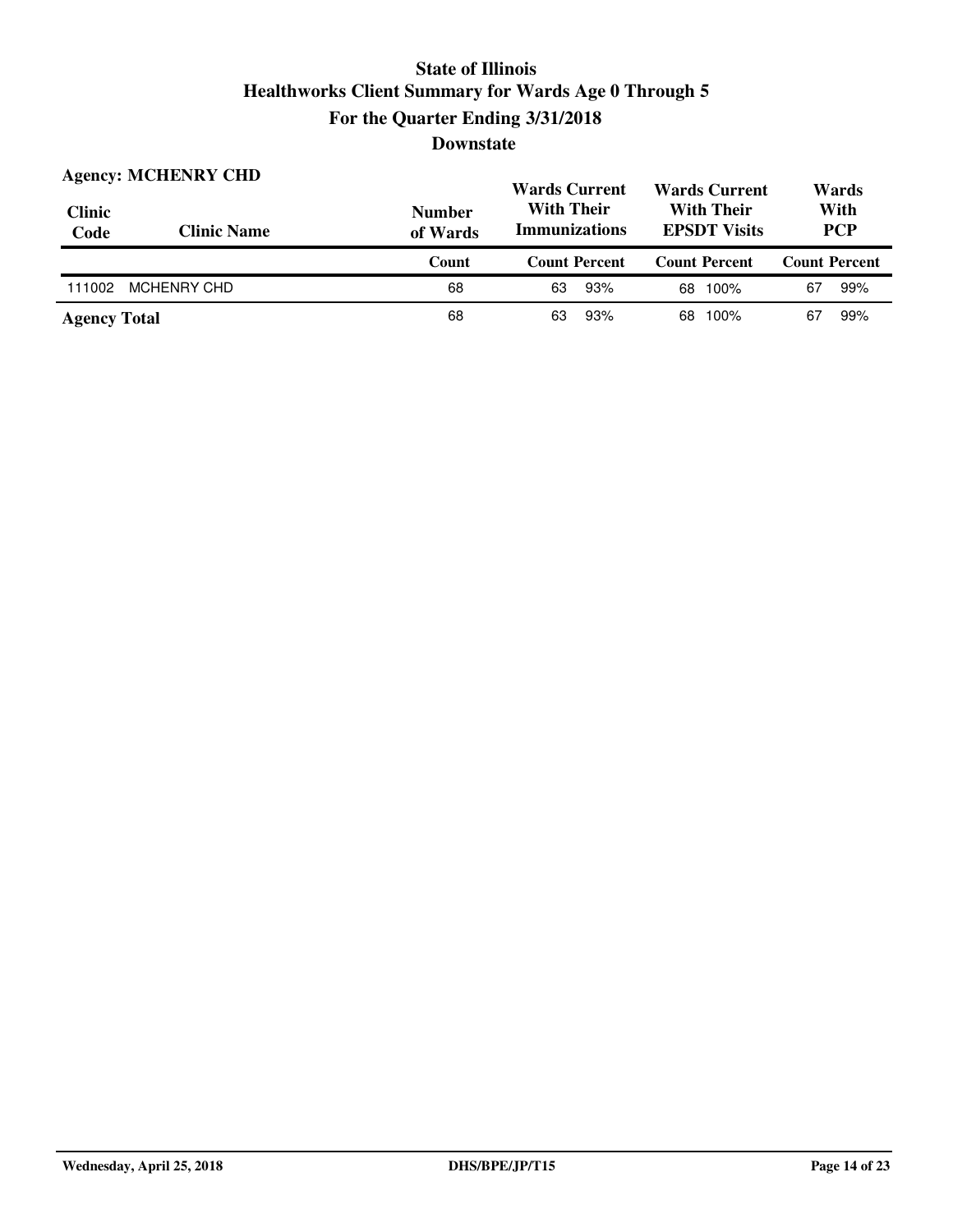# State of Illinois
## Healthworks Client Summary for Wards Age 0 Through 5
## For the Quarter Ending 3/31/2018
## Downstate

**Agency: MCHENRY CHD**

| Clinic Code | Clinic Name | Number of Wards | Wards Current With Their Immunizations | | Wards Current With Their EPSDT Visits | | Wards With PCP | |
|---|---|---|---|---|---|---|---|---|
| | | Count | Count | Percent | Count | Percent | Count | Percent |
| 111002 | MCHENRY CHD | 68 | 63 | 93% | 68 | 100% | 67 | 99% |
| **Agency Total** | | 68 | 63 | 93% | 68 | 100% | 67 | 99% |

Wednesday, April 25, 2018 DHS/BPE/JP/T15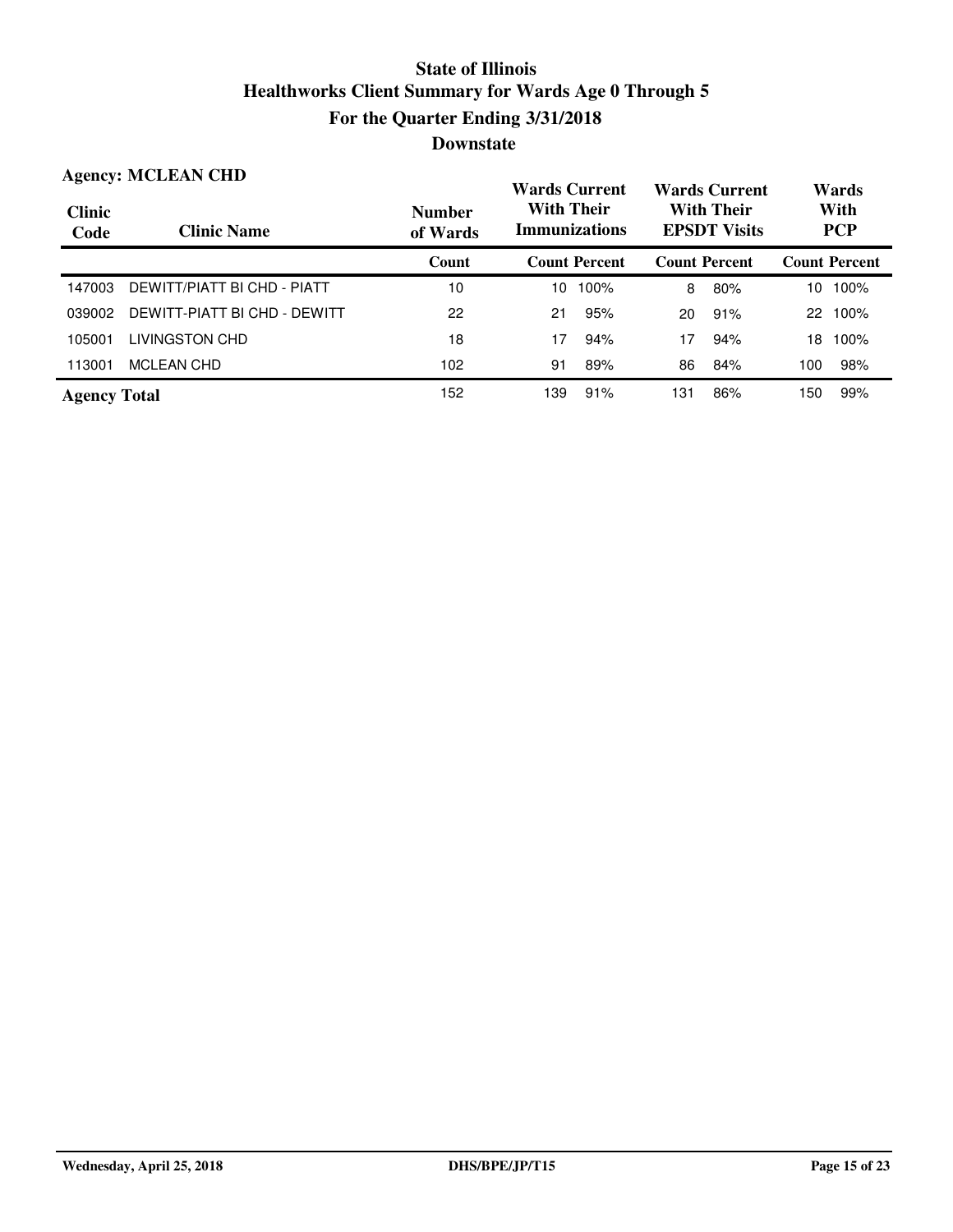# State of Illinois
## Healthworks Client Summary for Wards Age 0 Through 5
## For the Quarter Ending 3/31/2018
## Downstate

**Agency: MCLEAN CHD**

| Clinic Code | Clinic Name | Number of Wards | Wards Current With Their Immunizations | | Wards Current With Their EPSDT Visits | | Wards With PCP | |
|---|---|---|---|---|---|---|---|---|
| | | Count | Count | Percent | Count | Percent | Count | Percent |
| 147003 | DEWITT/PIATT BI CHD - PIATT | 10 | 10 | 100% | 8 | 80% | 10 | 100% |
| 039002 | DEWITT-PIATT BI CHD - DEWITT | 22 | 21 | 95% | 20 | 91% | 22 | 100% |
| 105001 | LIVINGSTON CHD | 18 | 17 | 94% | 17 | 94% | 18 | 100% |
| 113001 | MCLEAN CHD | 102 | 91 | 89% | 86 | 84% | 100 | 98% |
| **Agency Total** | | 152 | 139 | 91% | 131 | 86% | 150 | 99% |

Wednesday, April 25, 2018 DHS/BPE/JP/T15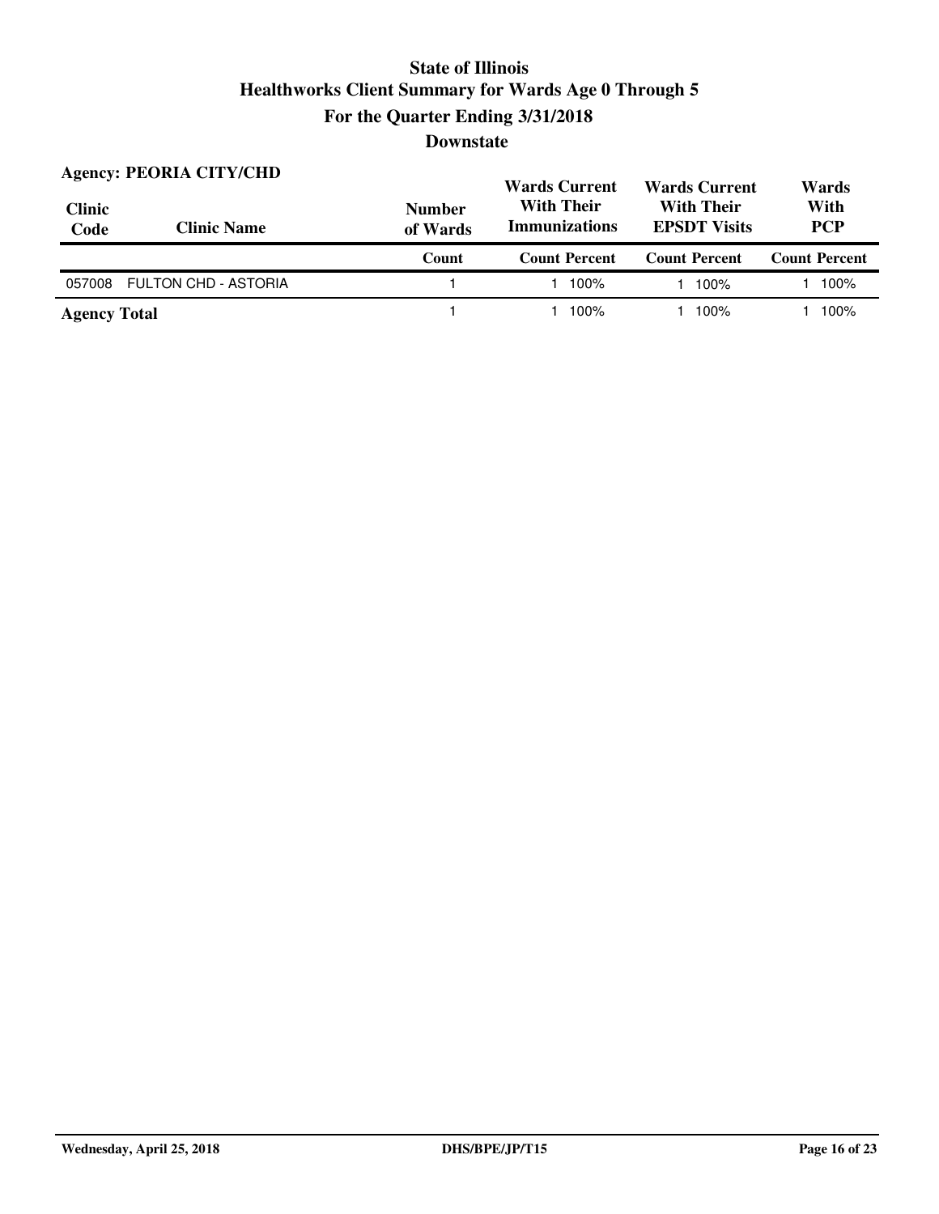# State of Illinois
# Healthworks Client Summary for Wards Age 0 Through 5
## For the Quarter Ending 3/31/2018
## Downstate

**Agency: PEORIA CITY/CHD**

| Clinic Code | Clinic Name | Number of Wards | Wards Current With Their Immunizations | | Wards Current With Their EPSDT Visits | | Wards With PCP | |
|---|---|---|---|---|---|---|---|---|
| | | Count | Count | Percent | Count | Percent | Count | Percent |
| 057008 | FULTON CHD - ASTORIA | 1 | 1 | 100% | 1 | 100% | 1 | 100% |
| **Agency Total** | | 1 | 1 | 100% | 1 | 100% | 1 | 100% |

Wednesday, April 25, 2018 DHS/BPE/JP/T15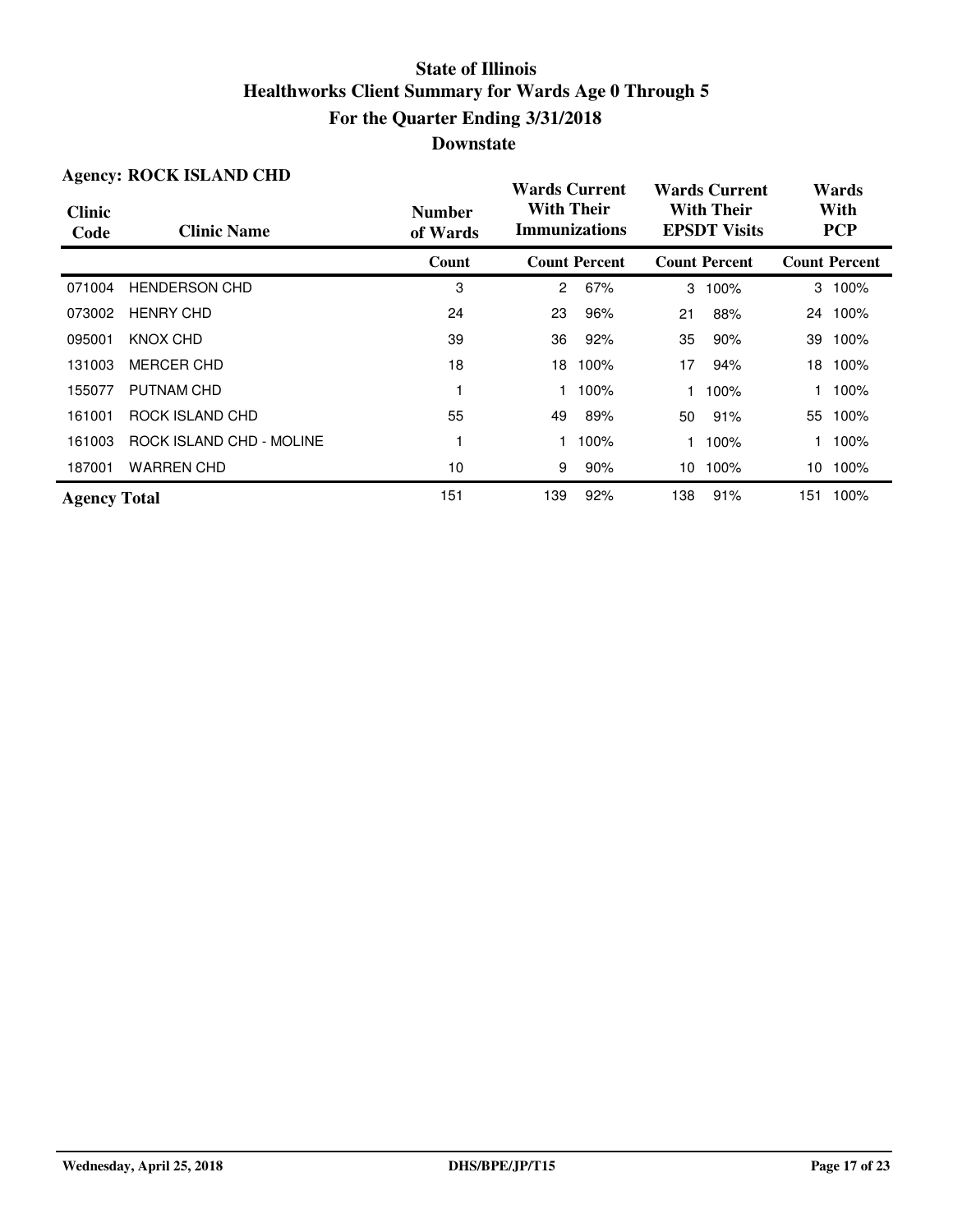# State of Illinois
## Healthworks Client Summary for Wards Age 0 Through 5
## For the Quarter Ending 3/31/2018
## Downstate

**Agency: ROCK ISLAND CHD**

| Clinic Code | Clinic Name | Number of Wards | Wards Current With Their Immunizations | | Wards Current With Their EPSDT Visits | | Wards With PCP | |
|---|---|---|---|---|---|---|---|---|
| | | Count | Count | Percent | Count | Percent | Count | Percent |
| 071004 | HENDERSON CHD | 3 | 2 | 67% | 3 | 100% | 3 | 100% |
| 073002 | HENRY CHD | 24 | 23 | 96% | 21 | 88% | 24 | 100% |
| 095001 | KNOX CHD | 39 | 36 | 92% | 35 | 90% | 39 | 100% |
| 131003 | MERCER CHD | 18 | 18 | 100% | 17 | 94% | 18 | 100% |
| 155077 | PUTNAM CHD | 1 | 1 | 100% | 1 | 100% | 1 | 100% |
| 161001 | ROCK ISLAND CHD | 55 | 49 | 89% | 50 | 91% | 55 | 100% |
| 161003 | ROCK ISLAND CHD - MOLINE | 1 | 1 | 100% | 1 | 100% | 1 | 100% |
| 187001 | WARREN CHD | 10 | 9 | 90% | 10 | 100% | 10 | 100% |
| **Agency Total** | | 151 | 139 | 92% | 138 | 91% | 151 | 100% |

Wednesday, April 25, 2018 DHS/BPE/JP/T15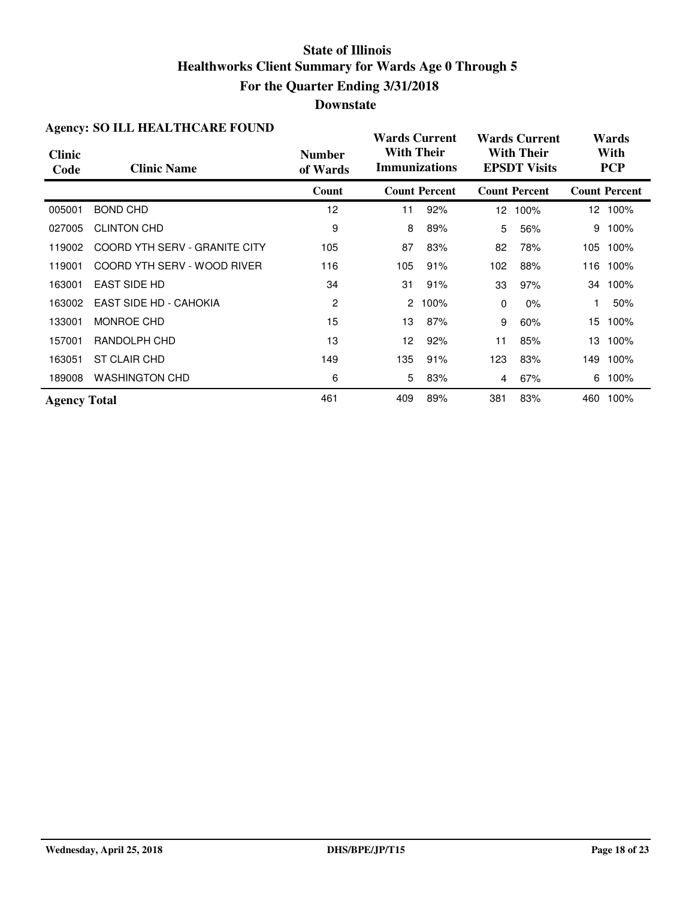# State of Illinois
# Healthworks Client Summary for Wards Age 0 Through 5
## For the Quarter Ending 3/31/2018
## Downstate

### Agency: SO ILL HEALTHCARE FOUND

| Clinic Code | Clinic Name | Number of Wards | Wards Current With Their Immunizations | | Wards Current With Their EPSDT Visits | | Wards With PCP | |
|---|---|---|---|---|---|---|---|---|
| | | Count | Count | Percent | Count | Percent | Count | Percent |
| 005001 | BOND CHD | 12 | 11 | 92% | 12 | 100% | 12 | 100% |
| 027005 | CLINTON CHD | 9 | 8 | 89% | 5 | 56% | 9 | 100% |
| 119002 | COORD YTH SERV - GRANITE CITY | 105 | 87 | 83% | 82 | 78% | 105 | 100% |
| 119001 | COORD YTH SERV - WOOD RIVER | 116 | 105 | 91% | 102 | 88% | 116 | 100% |
| 163001 | EAST SIDE HD | 34 | 31 | 91% | 33 | 97% | 34 | 100% |
| 163002 | EAST SIDE HD - CAHOKIA | 2 | 2 | 100% | 0 | 0% | 1 | 50% |
| 133001 | MONROE CHD | 15 | 13 | 87% | 9 | 60% | 15 | 100% |
| 157001 | RANDOLPH CHD | 13 | 12 | 92% | 11 | 85% | 13 | 100% |
| 163051 | ST CLAIR CHD | 149 | 135 | 91% | 123 | 83% | 149 | 100% |
| 189008 | WASHINGTON CHD | 6 | 5 | 83% | 4 | 67% | 6 | 100% |
| **Agency Total** | | 461 | 409 | 89% | 381 | 83% | 460 | 100% |

Wednesday, April 25, 2018 DHS/BPE/JP/T15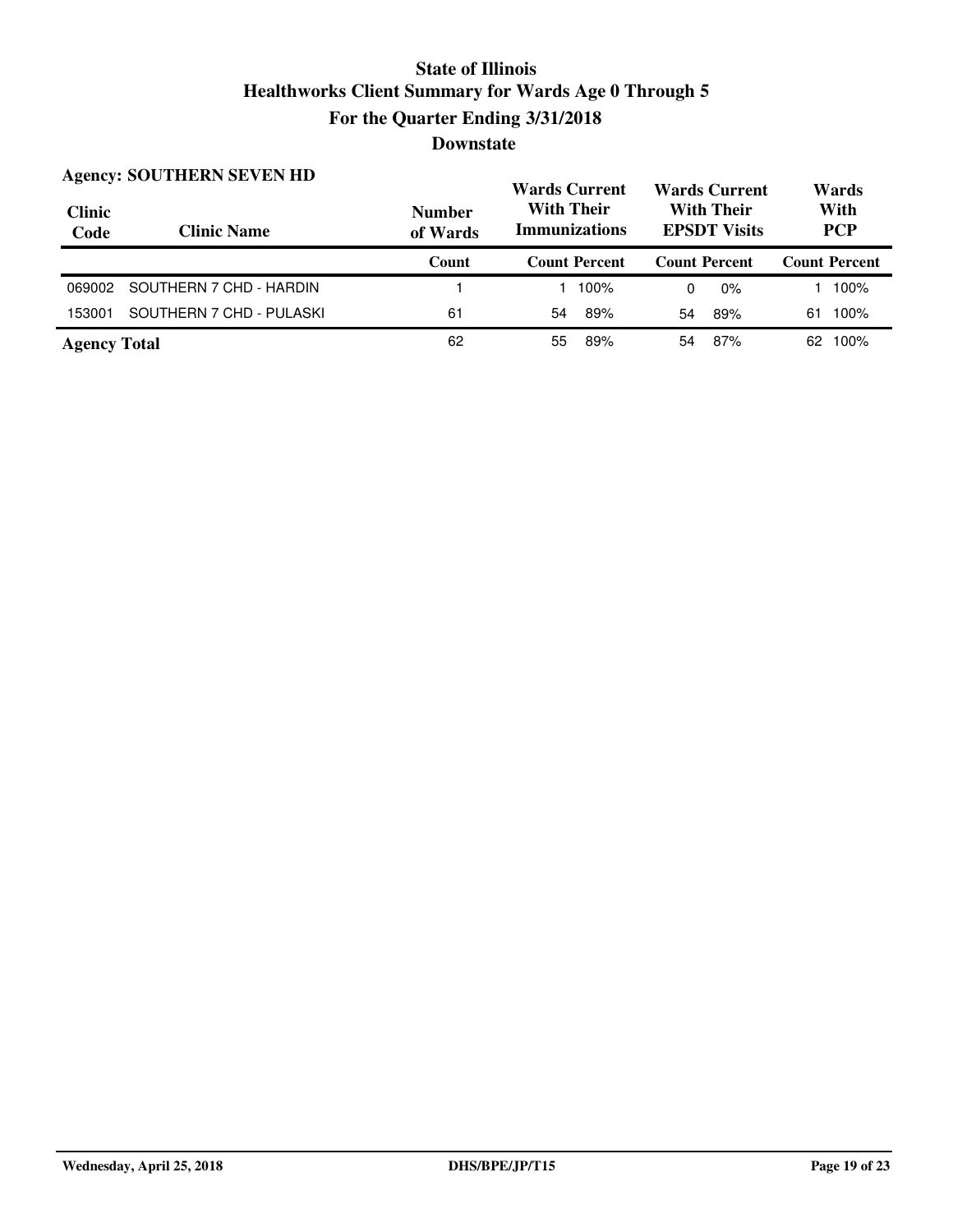# State of Illinois
# Healthworks Client Summary for Wards Age 0 Through 5
## For the Quarter Ending 3/31/2018
## Downstate

**Agency: SOUTHERN SEVEN HD**

| Clinic Code | Clinic Name | Number of Wards | Wards Current With Their Immunizations | | Wards Current With Their EPSDT Visits | | Wards With PCP | |
|---|---|---|---|---|---|---|---|---|
| | | Count | Count | Percent | Count | Percent | Count | Percent |
| 069002 | SOUTHERN 7 CHD - HARDIN | 1 | 1 | 100% | 0 | 0% | 1 | 100% |
| 153001 | SOUTHERN 7 CHD - PULASKI | 61 | 54 | 89% | 54 | 89% | 61 | 100% |
| **Agency Total** | | 62 | 55 | 89% | 54 | 87% | 62 | 100% |

Wednesday, April 25, 2018 DHS/BPE/JP/T15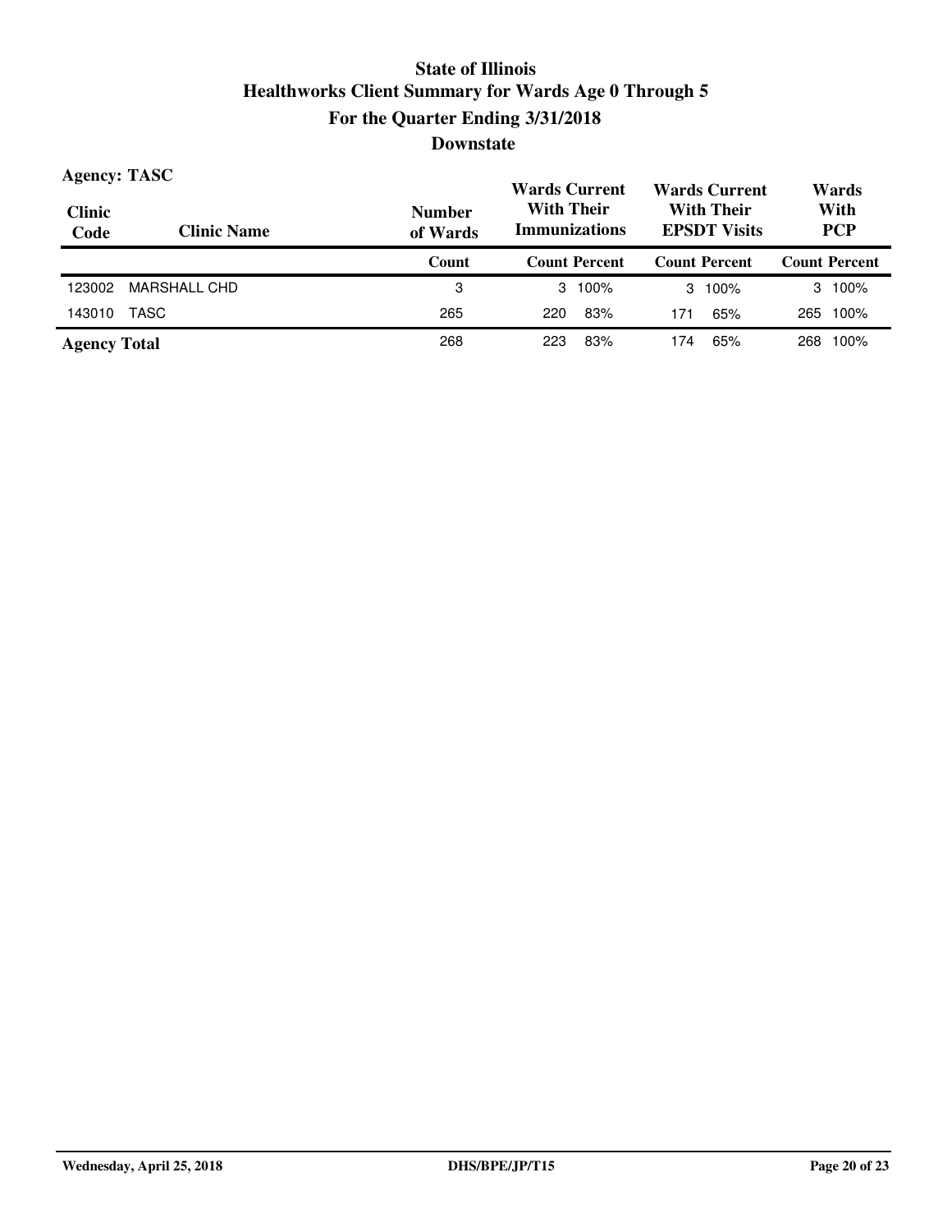# State of Illinois
# Healthworks Client Summary for Wards Age 0 Through 5
## For the Quarter Ending 3/31/2018
## Downstate

**Agency: TASC**

| Clinic Code | Clinic Name | Number of Wards | Wards Current With Their Immunizations | | Wards Current With Their EPSDT Visits | | Wards With PCP | |
|---|---|---|---|---|---|---|---|---|
| | | Count | Count | Percent | Count | Percent | Count | Percent |
| 123002 | MARSHALL CHD | 3 | 3 | 100% | 3 | 100% | 3 | 100% |
| 143010 | TASC | 265 | 220 | 83% | 171 | 65% | 265 | 100% |
| **Agency Total** | | 268 | 223 | 83% | 174 | 65% | 268 | 100% |

Wednesday, April 25, 2018 DHS/BPE/JP/T15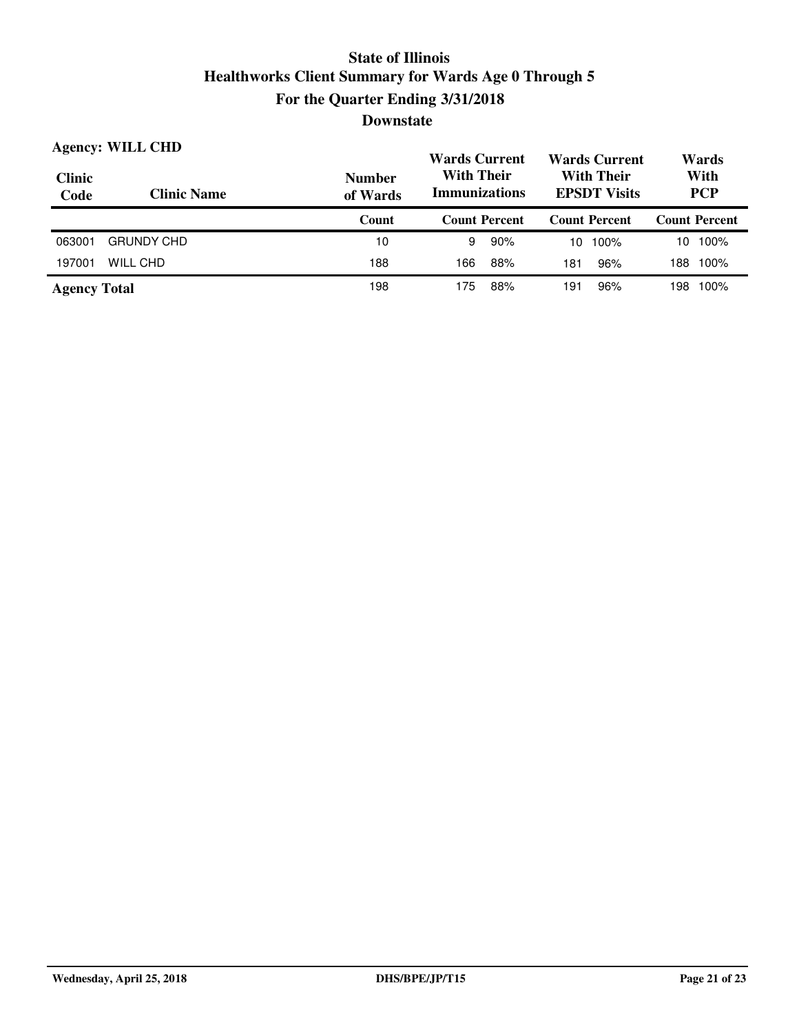# State of Illinois
## Healthworks Client Summary for Wards Age 0 Through 5
### For the Quarter Ending 3/31/2018
### Downstate

**Agency: WILL CHD**

| Clinic Code | Clinic Name | Number of Wards | Wards Current With Their Immunizations | | Wards Current With Their EPSDT Visits | | Wards With PCP | |
|---|---|---|---|---|---|---|---|---|
| | | Count | Count | Percent | Count | Percent | Count | Percent |
| 063001 | GRUNDY CHD | 10 | 9 | 90% | 10 | 100% | 10 | 100% |
| 197001 | WILL CHD | 188 | 166 | 88% | 181 | 96% | 188 | 100% |
| **Agency Total** | | 198 | 175 | 88% | 191 | 96% | 198 | 100% |

Wednesday, April 25, 2018 DHS/BPE/JP/T15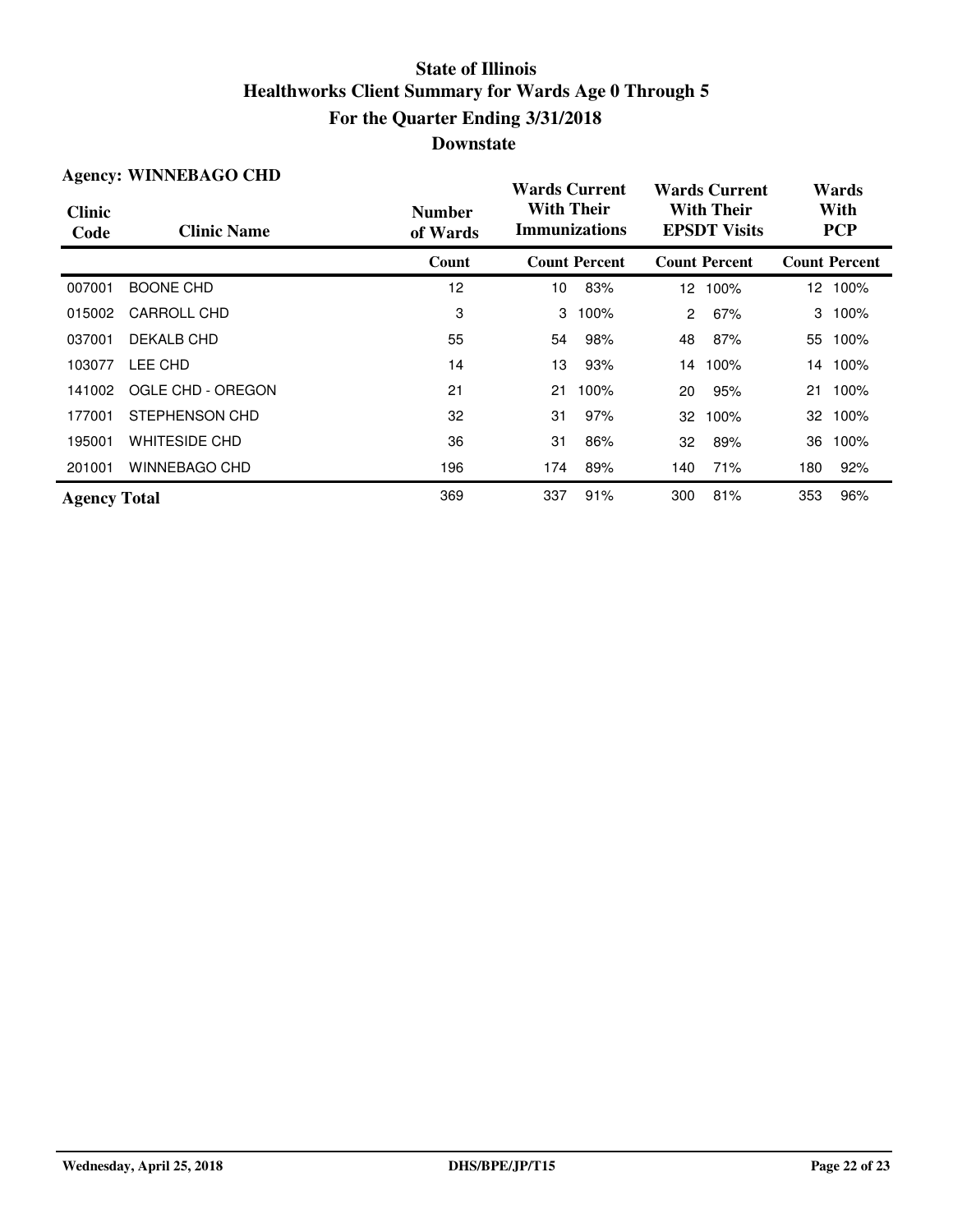# State of Illinois
## Healthworks Client Summary for Wards Age 0 Through 5
## For the Quarter Ending 3/31/2018
## Downstate

**Agency: WINNEBAGO CHD**

| Clinic Code | Clinic Name | Number of Wards | Wards Current With Their Immunizations | | Wards Current With Their EPSDT Visits | | Wards With PCP | |
|---|---|---|---|---|---|---|---|---|
| | | Count | Count | Percent | Count | Percent | Count | Percent |
| 007001 | BOONE CHD | 12 | 10 | 83% | 12 | 100% | 12 | 100% |
| 015002 | CARROLL CHD | 3 | 3 | 100% | 2 | 67% | 3 | 100% |
| 037001 | DEKALB CHD | 55 | 54 | 98% | 48 | 87% | 55 | 100% |
| 103077 | LEE CHD | 14 | 13 | 93% | 14 | 100% | 14 | 100% |
| 141002 | OGLE CHD - OREGON | 21 | 21 | 100% | 20 | 95% | 21 | 100% |
| 177001 | STEPHENSON CHD | 32 | 31 | 97% | 32 | 100% | 32 | 100% |
| 195001 | WHITESIDE CHD | 36 | 31 | 86% | 32 | 89% | 36 | 100% |
| 201001 | WINNEBAGO CHD | 196 | 174 | 89% | 140 | 71% | 180 | 92% |
| **Agency Total** | | 369 | 337 | 91% | 300 | 81% | 353 | 96% |

Wednesday, April 25, 2018 DHS/BPE/JP/T15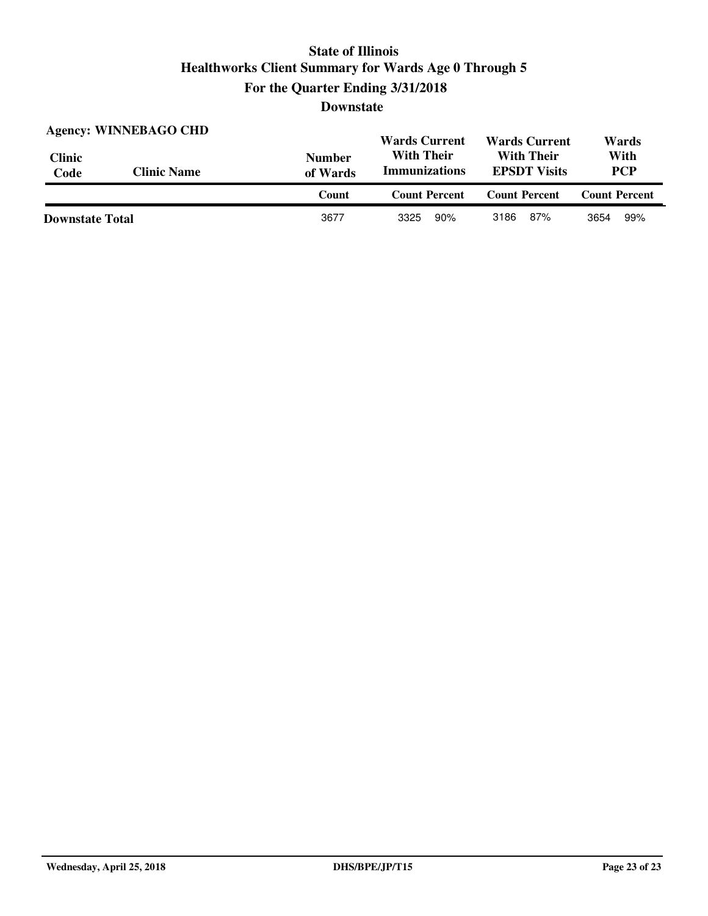# State of Illinois
## Healthworks Client Summary for Wards Age 0 Through 5
## For the Quarter Ending 3/31/2018
## Downstate

**Agency: WINNEBAGO CHD**

| Clinic Code | Clinic Name | Number of Wards | Wards Current With Their Immunizations | | Wards Current With Their EPSDT Visits | | Wards With PCP | |
|---|---|---|---|---|---|---|---|---|
| | | Count | Count | Percent | Count | Percent | Count | Percent |
| **Downstate Total** | | 3677 | 3325 | 90% | 3186 | 87% | 3654 | 99% |

Wednesday, April 25, 2018 DHS/BPE/JP/T15